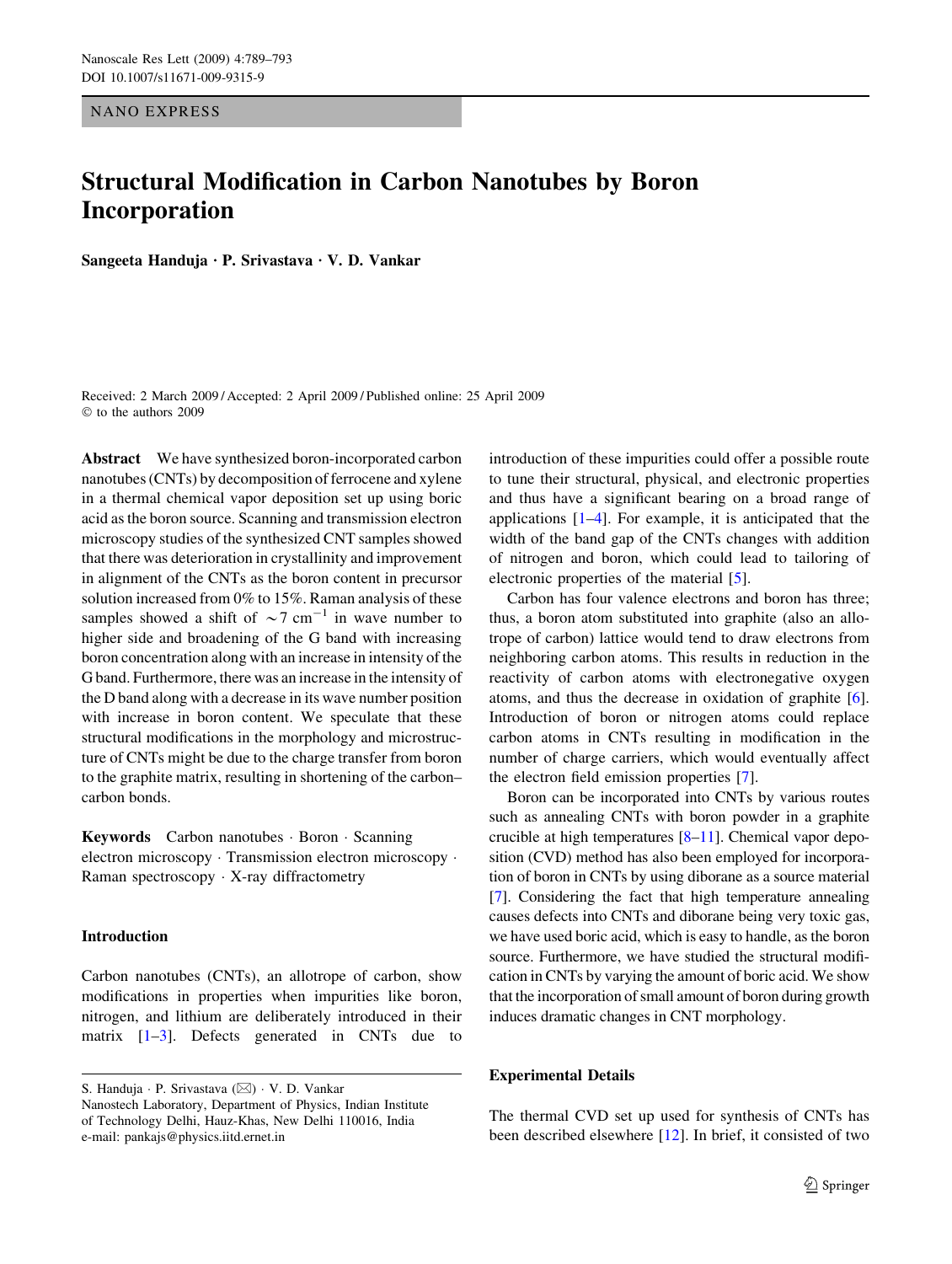NANO EXPRESS

# Structural Modification in Carbon Nanotubes by Boron Incorporation

**Sangeeta Handuja · P. Srivastava · V. D. Vankar**

Received: 2 March 2009 / Accepted: 2 April 2009 / Published online: 25 April 2009
© to the authors 2009

**Abstract** We have synthesized boron-incorporated carbon nanotubes (CNTs) by decomposition of ferrocene and xylene in a thermal chemical vapor deposition set up using boric acid as the boron source. Scanning and transmission electron microscopy studies of the synthesized CNT samples showed that there was deterioration in crystallinity and improvement in alignment of the CNTs as the boron content in precursor solution increased from 0% to 15%. Raman analysis of these samples showed a shift of $\sim 7\ \text{cm}^{-1}$ in wave number to higher side and broadening of the G band with increasing boron concentration along with an increase in intensity of the G band. Furthermore, there was an increase in the intensity of the D band along with a decrease in its wave number position with increase in boron content. We speculate that these structural modifications in the morphology and microstructure of CNTs might be due to the charge transfer from boron to the graphite matrix, resulting in shortening of the carbon–carbon bonds.

**Keywords** Carbon nanotubes · Boron · Scanning electron microscopy · Transmission electron microscopy · Raman spectroscopy · X-ray diffractometry

## Introduction

Carbon nanotubes (CNTs), an allotrope of carbon, show modifications in properties when impurities like boron, nitrogen, and lithium are deliberately introduced in their matrix [1–3]. Defects generated in CNTs due to introduction of these impurities could offer a possible route to tune their structural, physical, and electronic properties and thus have a significant bearing on a broad range of applications [1–4]. For example, it is anticipated that the width of the band gap of the CNTs changes with addition of nitrogen and boron, which could lead to tailoring of electronic properties of the material [5].

Carbon has four valence electrons and boron has three; thus, a boron atom substituted into graphite (also an allotrope of carbon) lattice would tend to draw electrons from neighboring carbon atoms. This results in reduction in the reactivity of carbon atoms with electronegative oxygen atoms, and thus the decrease in oxidation of graphite [6]. Introduction of boron or nitrogen atoms could replace carbon atoms in CNTs resulting in modification in the number of charge carriers, which would eventually affect the electron field emission properties [7].

Boron can be incorporated into CNTs by various routes such as annealing CNTs with boron powder in a graphite crucible at high temperatures [8–11]. Chemical vapor deposition (CVD) method has also been employed for incorporation of boron in CNTs by using diborane as a source material [7]. Considering the fact that high temperature annealing causes defects into CNTs and diborane being very toxic gas, we have used boric acid, which is easy to handle, as the boron source. Furthermore, we have studied the structural modification in CNTs by varying the amount of boric acid. We show that the incorporation of small amount of boron during growth induces dramatic changes in CNT morphology.

## Experimental Details

The thermal CVD set up used for synthesis of CNTs has been described elsewhere [12]. In brief, it consisted of two

---

S. Handuja · P. Srivastava (✉) · V. D. Vankar
Nanostech Laboratory, Department of Physics, Indian Institute of Technology Delhi, Hauz-Khas, New Delhi 110016, India
e-mail: pankajs@physics.iitd.ernet.in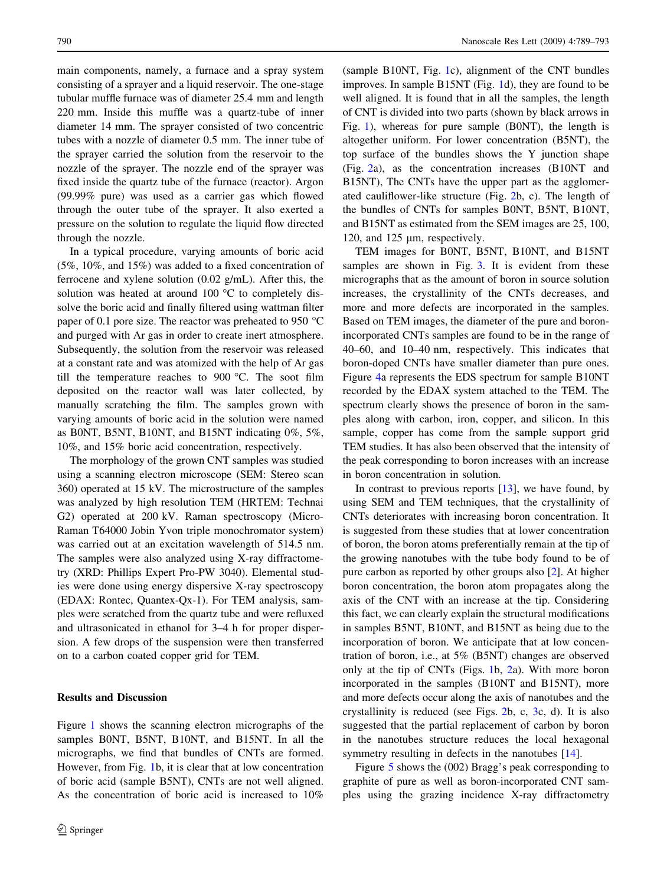main components, namely, a furnace and a spray system consisting of a sprayer and a liquid reservoir. The one-stage tubular muffle furnace was of diameter 25.4 mm and length 220 mm. Inside this muffle was a quartz-tube of inner diameter 14 mm. The sprayer consisted of two concentric tubes with a nozzle of diameter 0.5 mm. The inner tube of the sprayer carried the solution from the reservoir to the nozzle of the sprayer. The nozzle end of the sprayer was fixed inside the quartz tube of the furnace (reactor). Argon (99.99% pure) was used as a carrier gas which flowed through the outer tube of the sprayer. It also exerted a pressure on the solution to regulate the liquid flow directed through the nozzle.

In a typical procedure, varying amounts of boric acid (5%, 10%, and 15%) was added to a fixed concentration of ferrocene and xylene solution (0.02 g/mL). After this, the solution was heated at around 100 °C to completely dissolve the boric acid and finally filtered using wattman filter paper of 0.1 pore size. The reactor was preheated to 950 °C and purged with Ar gas in order to create inert atmosphere. Subsequently, the solution from the reservoir was released at a constant rate and was atomized with the help of Ar gas till the temperature reaches to 900 °C. The soot film deposited on the reactor wall was later collected, by manually scratching the film. The samples grown with varying amounts of boric acid in the solution were named as B0NT, B5NT, B10NT, and B15NT indicating 0%, 5%, 10%, and 15% boric acid concentration, respectively.

The morphology of the grown CNT samples was studied using a scanning electron microscope (SEM: Stereo scan 360) operated at 15 kV. The microstructure of the samples was analyzed by high resolution TEM (HRTEM: Technai G2) operated at 200 kV. Raman spectroscopy (Micro-Raman T64000 Jobin Yvon triple monochromator system) was carried out at an excitation wavelength of 514.5 nm. The samples were also analyzed using X-ray diffractometry (XRD: Phillips Expert Pro-PW 3040). Elemental studies were done using energy dispersive X-ray spectroscopy (EDAX: Rontec, Quantex-Qx-1). For TEM analysis, samples were scratched from the quartz tube and were refluxed and ultrasonicated in ethanol for 3–4 h for proper dispersion. A few drops of the suspension were then transferred on to a carbon coated copper grid for TEM.

## Results and Discussion

Figure 1 shows the scanning electron micrographs of the samples B0NT, B5NT, B10NT, and B15NT. In all the micrographs, we find that bundles of CNTs are formed. However, from Fig. 1b, it is clear that at low concentration of boric acid (sample B5NT), CNTs are not well aligned. As the concentration of boric acid is increased to 10% (sample B10NT, Fig. 1c), alignment of the CNT bundles improves. In sample B15NT (Fig. 1d), they are found to be well aligned. It is found that in all the samples, the length of CNT is divided into two parts (shown by black arrows in Fig. 1), whereas for pure sample (B0NT), the length is altogether uniform. For lower concentration (B5NT), the top surface of the bundles shows the Y junction shape (Fig. 2a), as the concentration increases (B10NT and B15NT), The CNTs have the upper part as the agglomerated cauliflower-like structure (Fig. 2b, c). The length of the bundles of CNTs for samples B0NT, B5NT, B10NT, and B15NT as estimated from the SEM images are 25, 100, 120, and 125 μm, respectively.

TEM images for B0NT, B5NT, B10NT, and B15NT samples are shown in Fig. 3. It is evident from these micrographs that as the amount of boron in source solution increases, the crystallinity of the CNTs decreases, and more and more defects are incorporated in the samples. Based on TEM images, the diameter of the pure and boron-incorporated CNTs samples are found to be in the range of 40–60, and 10–40 nm, respectively. This indicates that boron-doped CNTs have smaller diameter than pure ones. Figure 4a represents the EDS spectrum for sample B10NT recorded by the EDAX system attached to the TEM. The spectrum clearly shows the presence of boron in the samples along with carbon, iron, copper, and silicon. In this sample, copper has come from the sample support grid TEM studies. It has also been observed that the intensity of the peak corresponding to boron increases with an increase in boron concentration in solution.

In contrast to previous reports [13], we have found, by using SEM and TEM techniques, that the crystallinity of CNTs deteriorates with increasing boron concentration. It is suggested from these studies that at lower concentration of boron, the boron atoms preferentially remain at the tip of the growing nanotubes with the tube body found to be of pure carbon as reported by other groups also [2]. At higher boron concentration, the boron atom propagates along the axis of the CNT with an increase at the tip. Considering this fact, we can clearly explain the structural modifications in samples B5NT, B10NT, and B15NT as being due to the incorporation of boron. We anticipate that at low concentration of boron, i.e., at 5% (B5NT) changes are observed only at the tip of CNTs (Figs. 1b, 2a). With more boron incorporated in the samples (B10NT and B15NT), more and more defects occur along the axis of nanotubes and the crystallinity is reduced (see Figs. 2b, c, 3c, d). It is also suggested that the partial replacement of carbon by boron in the nanotubes structure reduces the local hexagonal symmetry resulting in defects in the nanotubes [14].

Figure 5 shows the (002) Bragg's peak corresponding to graphite of pure as well as boron-incorporated CNT samples using the grazing incidence X-ray diffractometry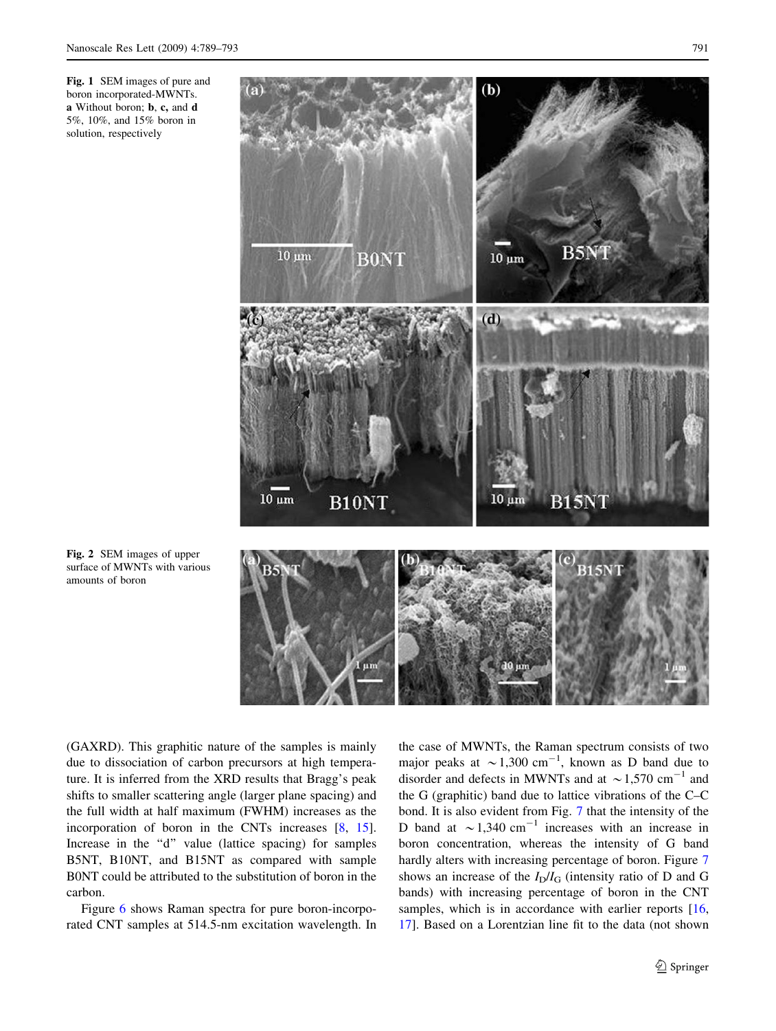**Fig. 1** SEM images of pure and boron incorporated-MWNTs. **a** Without boron; **b**, **c,** and **d** 5%, 10%, and 15% boron in solution, respectively

**Fig. 2** SEM images of upper surface of MWNTs with various amounts of boron

(GAXRD). This graphitic nature of the samples is mainly due to dissociation of carbon precursors at high temperature. It is inferred from the XRD results that Bragg's peak shifts to smaller scattering angle (larger plane spacing) and the full width at half maximum (FWHM) increases as the incorporation of boron in the CNTs increases [8, 15]. Increase in the "d" value (lattice spacing) for samples B5NT, B10NT, and B15NT as compared with sample B0NT could be attributed to the substitution of boron in the carbon.

Figure 6 shows Raman spectra for pure boron-incorporated CNT samples at 514.5-nm excitation wavelength. In the case of MWNTs, the Raman spectrum consists of two major peaks at $\sim$1,300 cm$^{-1}$, known as D band due to disorder and defects in MWNTs and at $\sim$1,570 cm$^{-1}$ and the G (graphitic) band due to lattice vibrations of the C–C bond. It is also evident from Fig. 7 that the intensity of the D band at $\sim$1,340 cm$^{-1}$ increases with an increase in boron concentration, whereas the intensity of G band hardly alters with increasing percentage of boron. Figure 7 shows an increase of the $I_D/I_G$ (intensity ratio of D and G bands) with increasing percentage of boron in the CNT samples, which is in accordance with earlier reports [16, 17]. Based on a Lorentzian line fit to the data (not shown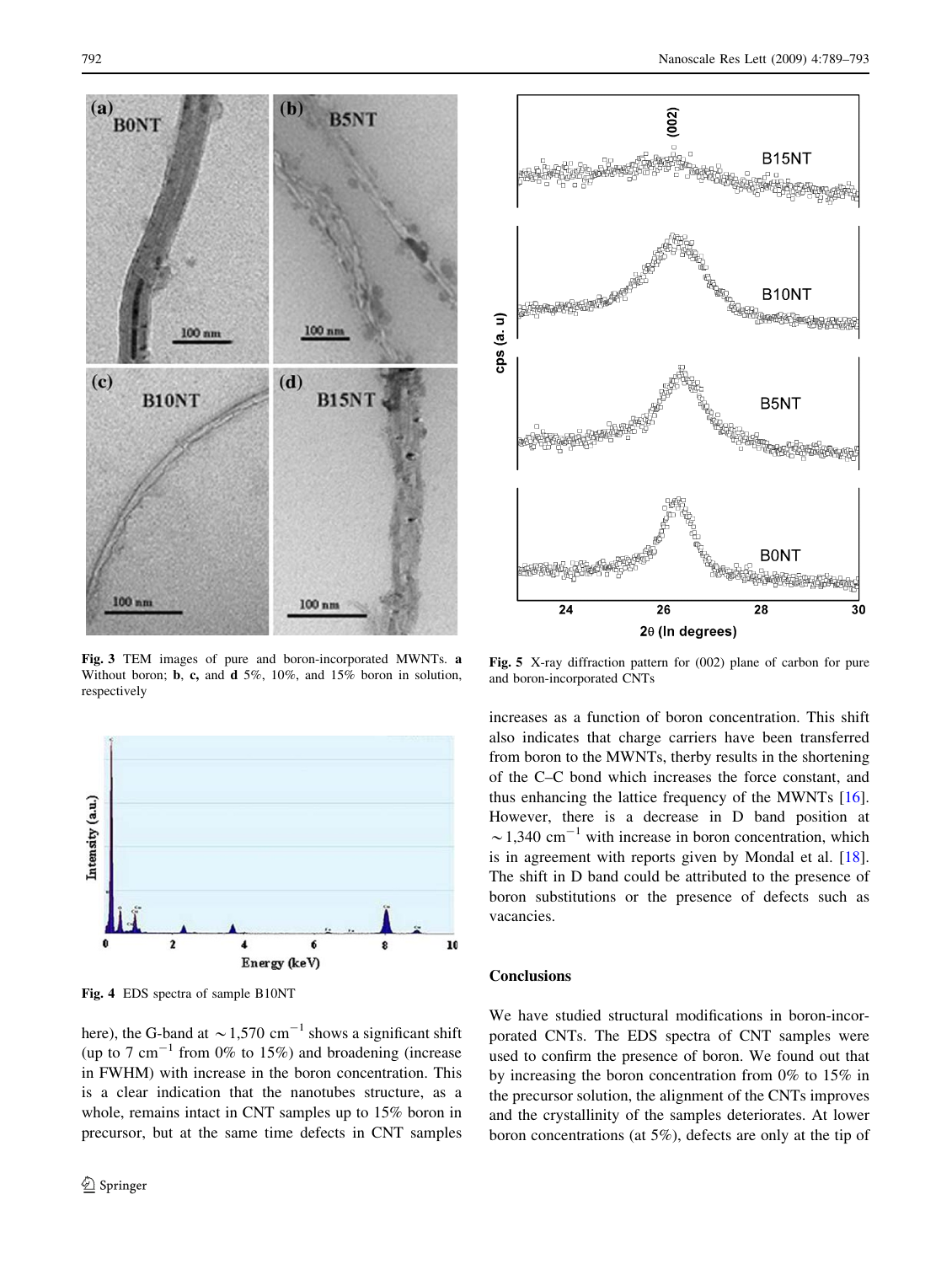Fig. 3 TEM images of pure and boron-incorporated MWNTs. **a** Without boron; **b**, **c**, and **d** 5%, 10%, and 15% boron in solution, respectively

Fig. 4 EDS spectra of sample B10NT

here), the G-band at ~1,570 $cm^{-1}$ shows a significant shift (up to 7 $cm^{-1}$ from 0% to 15%) and broadening (increase in FWHM) with increase in the boron concentration. This is a clear indication that the nanotubes structure, as a whole, remains intact in CNT samples up to 15% boron in precursor, but at the same time defects in CNT samples increases as a function of boron concentration. This shift also indicates that charge carriers have been transferred from boron to the MWNTs, therby results in the shortening of the C–C bond which increases the force constant, and thus enhancing the lattice frequency of the MWNTs [16]. However, there is a decrease in D band position at ~1,340 $cm^{-1}$ with increase in boron concentration, which is in agreement with reports given by Mondal et al. [18]. The shift in D band could be attributed to the presence of boron substitutions or the presence of defects such as vacancies.

Fig. 5 X-ray diffraction pattern for (002) plane of carbon for pure and boron-incorporated CNTs

## Conclusions

We have studied structural modifications in boron-incorporated CNTs. The EDS spectra of CNT samples were used to confirm the presence of boron. We found out that by increasing the boron concentration from 0% to 15% in the precursor solution, the alignment of the CNTs improves and the crystallinity of the samples deteriorates. At lower boron concentrations (at 5%), defects are only at the tip of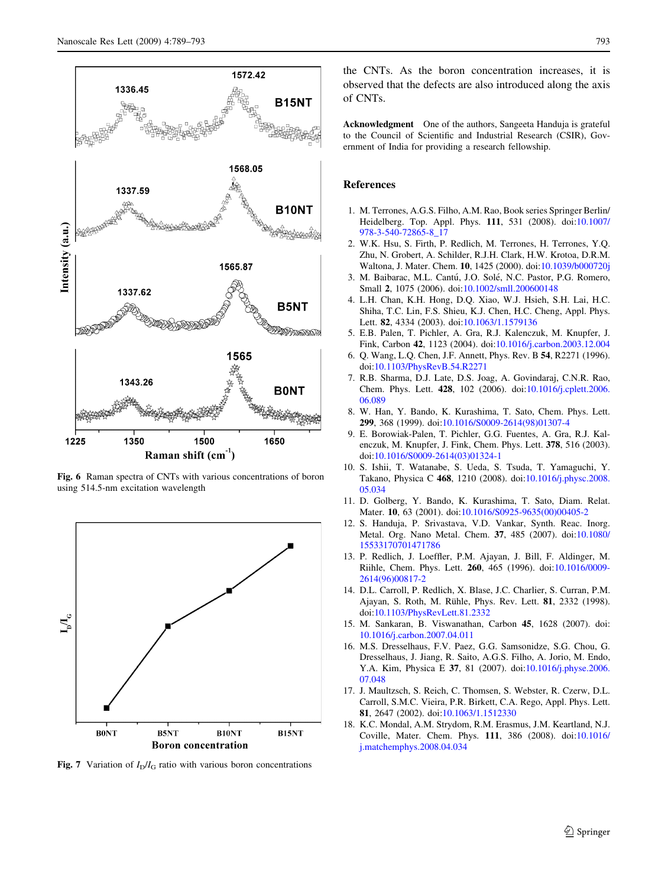1572.42

1336.45

B15NT

1568.05

1337.59

B10NT

1565.87

1337.62

B5NT

1565

1343.26

B0NT

Intensity (a.u.)

1225

1350

1500

1650

Raman shift (cm$^{-1}$)

**Fig. 6** Raman spectra of CNTs with various concentrations of boron using 514.5-nm excitation wavelength

$I_D/I_G$

B0NT

B5NT

B10NT

B15NT

Boron concentration

**Fig. 7** Variation of $I_D/I_G$ ratio with various boron concentrations

the CNTs. As the boron concentration increases, it is observed that the defects are also introduced along the axis of CNTs.

**Acknowledgment** One of the authors, Sangeeta Handuja is grateful to the Council of Scientific and Industrial Research (CSIR), Government of India for providing a research fellowship.

## References

1. M. Terrones, A.G.S. Filho, A.M. Rao, Book series Springer Berlin/Heidelberg. Top. Appl. Phys. **111**, 531 (2008). doi:10.1007/978-3-540-72865-8_17
2. W.K. Hsu, S. Firth, P. Redlich, M. Terrones, H. Terrones, Y.Q. Zhu, N. Grobert, A. Schilder, R.J.H. Clark, H.W. Krotoa, D.R.M. Waltona, J. Mater. Chem. **10**, 1425 (2000). doi:10.1039/b000720j
3. M. Baibarac, M.L. Cantú, J.O. Solé, N.C. Pastor, P.G. Romero, Small **2**, 1075 (2006). doi:10.1002/smll.200600148
4. L.H. Chan, K.H. Hong, D.Q. Xiao, W.J. Hsieh, S.H. Lai, H.C. Shiha, T.C. Lin, F.S. Shieu, K.J. Chen, H.C. Cheng, Appl. Phys. Lett. **82**, 4334 (2003). doi:10.1063/1.1579136
5. E.B. Palen, T. Pichler, A. Gra, R.J. Kalenczuk, M. Knupfer, J. Fink, Carbon **42**, 1123 (2004). doi:10.1016/j.carbon.2003.12.004
6. Q. Wang, L.Q. Chen, J.F. Annett, Phys. Rev. B **54**, R2271 (1996). doi:10.1103/PhysRevB.54.R2271
7. R.B. Sharma, D.J. Late, D.S. Joag, A. Govindaraj, C.N.R. Rao, Chem. Phys. Lett. **428**, 102 (2006). doi:10.1016/j.cplett.2006.06.089
8. W. Han, Y. Bando, K. Kurashima, T. Sato, Chem. Phys. Lett. **299**, 368 (1999). doi:10.1016/S0009-2614(98)01307-4
9. E. Borowiak-Palen, T. Pichler, G.G. Fuentes, A. Gra, R.J. Kalenczuk, M. Knupfer, J. Fink, Chem. Phys. Lett. **378**, 516 (2003). doi:10.1016/S0009-2614(03)01324-1
10. S. Ishii, T. Watanabe, S. Ueda, S. Tsuda, T. Yamaguchi, Y. Takano, Physica C **468**, 1210 (2008). doi:10.1016/j.physc.2008.05.034
11. D. Golberg, Y. Bando, K. Kurashima, T. Sato, Diam. Relat. Mater. **10**, 63 (2001). doi:10.1016/S0925-9635(00)00405-2
12. S. Handuja, P. Srivastava, V.D. Vankar, Synth. Reac. Inorg. Metal. Org. Nano Metal. Chem. **37**, 485 (2007). doi:10.1080/15533170701471786
13. P. Redlich, J. Loeffler, P.M. Ajayan, J. Bill, F. Aldinger, M. Riihle, Chem. Phys. Lett. **260**, 465 (1996). doi:10.1016/0009-2614(96)00817-2
14. D.L. Carroll, P. Redlich, X. Blase, J.C. Charlier, S. Curran, P.M. Ajayan, S. Roth, M. Rühle, Phys. Rev. Lett. **81**, 2332 (1998). doi:10.1103/PhysRevLett.81.2332
15. M. Sankaran, B. Viswanathan, Carbon **45**, 1628 (2007). doi:10.1016/j.carbon.2007.04.011
16. M.S. Dresselhaus, F.V. Paez, G.G. Samsonidze, S.G. Chou, G. Dresselhaus, J. Jiang, R. Saito, A.G.S. Filho, A. Jorio, M. Endo, Y.A. Kim, Physica E **37**, 81 (2007). doi:10.1016/j.physe.2006.07.048
17. J. Maultzsch, S. Reich, C. Thomsen, S. Webster, R. Czerw, D.L. Carroll, S.M.C. Vieira, P.R. Birkett, C.A. Rego, Appl. Phys. Lett. **81**, 2647 (2002). doi:10.1063/1.1512330
18. K.C. Mondal, A.M. Strydom, R.M. Erasmus, J.M. Keartland, N.J. Coville, Mater. Chem. Phys. **111**, 386 (2008). doi:10.1016/j.matchemphys.2008.04.034